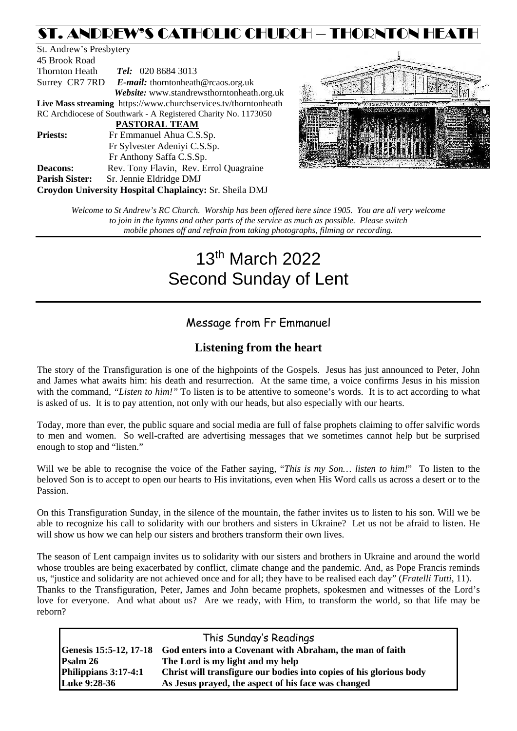# ST. ANDREW'S CATHOLIC CHURCH – THORNTON HEATH

St. Andrew's Presbytery
45 Brook Road
Thornton Heath *Tel:* 020 8684 3013
Surrey CR7 7RD *E-mail:* thorntonheath@rcaos.org.uk
*Website:* www.standrewsthorntonheath.org.uk
**Live Mass streaming** https://www.churchservices.tv/thorntonheath
RC Archdiocese of Southwark - A Registered Charity No. 1173050

**PASTORAL TEAM**

**Priests:** Fr Emmanuel Ahua C.S.Sp.
Fr Sylvester Adeniyi C.S.Sp.
Fr Anthony Saffa C.S.Sp.
**Deacons:** Rev. Tony Flavin, Rev. Errol Quagraine
**Parish Sister:** Sr. Jennie Eldridge DMJ
**Croydon University Hospital Chaplaincy:** Sr. Sheila DMJ

*Welcome to St Andrew's RC Church. Worship has been offered here since 1905. You are all very welcome to join in the hymns and other parts of the service as much as possible. Please switch mobile phones off and refrain from taking photographs, filming or recording.*

# 13th March 2022
# Second Sunday of Lent

## Message from Fr Emmanuel

### Listening from the heart

The story of the Transfiguration is one of the highpoints of the Gospels. Jesus has just announced to Peter, John and James what awaits him: his death and resurrection. At the same time, a voice confirms Jesus in his mission with the command, *"Listen to him!"* To listen is to be attentive to someone's words. It is to act according to what is asked of us. It is to pay attention, not only with our heads, but also especially with our hearts.

Today, more than ever, the public square and social media are full of false prophets claiming to offer salvific words to men and women. So well-crafted are advertising messages that we sometimes cannot help but be surprised enough to stop and "listen."

Will we be able to recognise the voice of the Father saying, "*This is my Son… listen to him!*" To listen to the beloved Son is to accept to open our hearts to His invitations, even when His Word calls us across a desert or to the Passion.

On this Transfiguration Sunday, in the silence of the mountain, the father invites us to listen to his son. Will we be able to recognize his call to solidarity with our brothers and sisters in Ukraine? Let us not be afraid to listen. He will show us how we can help our sisters and brothers transform their own lives.

The season of Lent campaign invites us to solidarity with our sisters and brothers in Ukraine and around the world whose troubles are being exacerbated by conflict, climate change and the pandemic. And, as Pope Francis reminds us, "justice and solidarity are not achieved once and for all; they have to be realised each day" (*Fratelli Tutti*, 11).
Thanks to the Transfiguration, Peter, James and John became prophets, spokesmen and witnesses of the Lord's love for everyone. And what about us? Are we ready, with Him, to transform the world, so that life may be reborn?

## This Sunday's Readings

| | |
|---|---|
| **Genesis 15:5-12, 17-18** | **God enters into a Covenant with Abraham, the man of faith** |
| **Psalm 26** | **The Lord is my light and my help** |
| **Philippians 3:17-4:1** | **Christ will transfigure our bodies into copies of his glorious body** |
| **Luke 9:28-36** | **As Jesus prayed, the aspect of his face was changed** |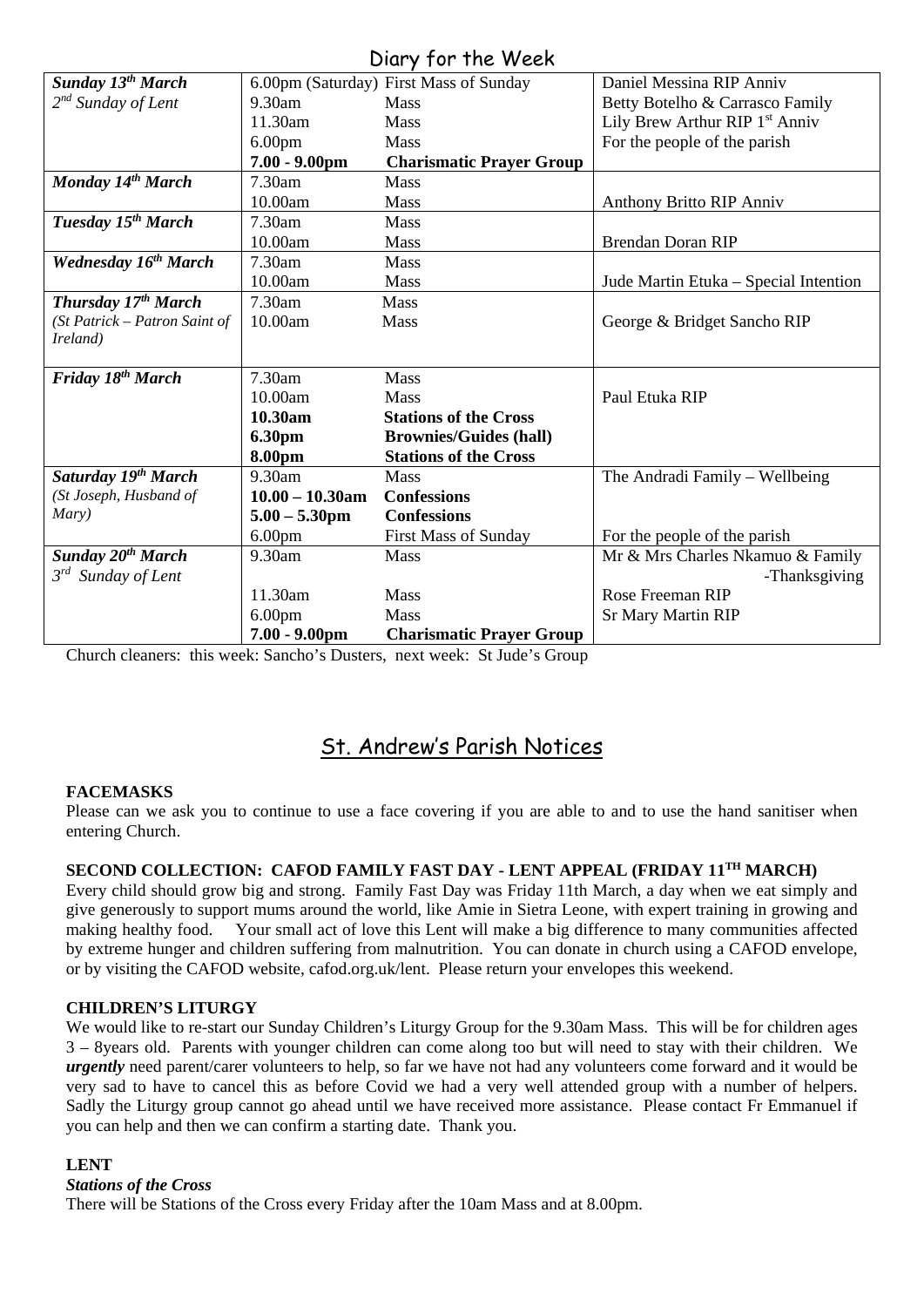## Diary for the Week

| | | | |
|---|---|---|---|
| ***Sunday 13th March*** | 6.00pm (Saturday) | First Mass of Sunday | Daniel Messina RIP Anniv |
| *2nd Sunday of Lent* | 9.30am | Mass | Betty Botelho & Carrasco Family |
| | 11.30am | Mass | Lily Brew Arthur RIP 1st Anniv |
| | 6.00pm | Mass | For the people of the parish |
| | **7.00 - 9.00pm** | **Charismatic Prayer Group** | |
| ***Monday 14th March*** | 7.30am | Mass | |
| | 10.00am | Mass | Anthony Britto RIP Anniv |
| ***Tuesday 15th March*** | 7.30am | Mass | |
| | 10.00am | Mass | Brendan Doran RIP |
| ***Wednesday 16th March*** | 7.30am | Mass | |
| | 10.00am | Mass | Jude Martin Etuka – Special Intention |
| ***Thursday 17th March*** | 7.30am | Mass | |
| *(St Patrick – Patron Saint of Ireland)* | 10.00am | Mass | George & Bridget Sancho RIP |
| ***Friday 18th March*** | 7.30am | Mass | |
| | 10.00am | Mass | Paul Etuka RIP |
| | **10.30am** | **Stations of the Cross** | |
| | **6.30pm** | **Brownies/Guides (hall)** | |
| | **8.00pm** | **Stations of the Cross** | |
| ***Saturday 19th March*** | 9.30am | Mass | The Andradi Family – Wellbeing |
| *(St Joseph, Husband of Mary)* | **10.00 – 10.30am** | **Confessions** | |
| | **5.00 – 5.30pm** | **Confessions** | |
| | 6.00pm | First Mass of Sunday | For the people of the parish |
| ***Sunday 20th March*** | 9.30am | Mass | Mr & Mrs Charles Nkamuo & Family -Thanksgiving |
| *3rd Sunday of Lent* | 11.30am | Mass | Rose Freeman RIP |
| | 6.00pm | Mass | Sr Mary Martin RIP |
| | **7.00 - 9.00pm** | **Charismatic Prayer Group** | |

Church cleaners: this week: Sancho's Dusters, next week: St Jude's Group

## St. Andrew's Parish Notices

**FACEMASKS**

Please can we ask you to continue to use a face covering if you are able to and to use the hand sanitiser when entering Church.

**SECOND COLLECTION: CAFOD FAMILY FAST DAY - LENT APPEAL (FRIDAY 11TH MARCH)**

Every child should grow big and strong. Family Fast Day was Friday 11th March, a day when we eat simply and give generously to support mums around the world, like Amie in Sietra Leone, with expert training in growing and making healthy food. Your small act of love this Lent will make a big difference to many communities affected by extreme hunger and children suffering from malnutrition. You can donate in church using a CAFOD envelope, or by visiting the CAFOD website, cafod.org.uk/lent. Please return your envelopes this weekend.

**CHILDREN'S LITURGY**

We would like to re-start our Sunday Children's Liturgy Group for the 9.30am Mass. This will be for children ages 3 – 8years old. Parents with younger children can come along too but will need to stay with their children. We ***urgently*** need parent/carer volunteers to help, so far we have not had any volunteers come forward and it would be very sad to have to cancel this as before Covid we had a very well attended group with a number of helpers. Sadly the Liturgy group cannot go ahead until we have received more assistance. Please contact Fr Emmanuel if you can help and then we can confirm a starting date. Thank you.

**LENT**

***Stations of the Cross***

There will be Stations of the Cross every Friday after the 10am Mass and at 8.00pm.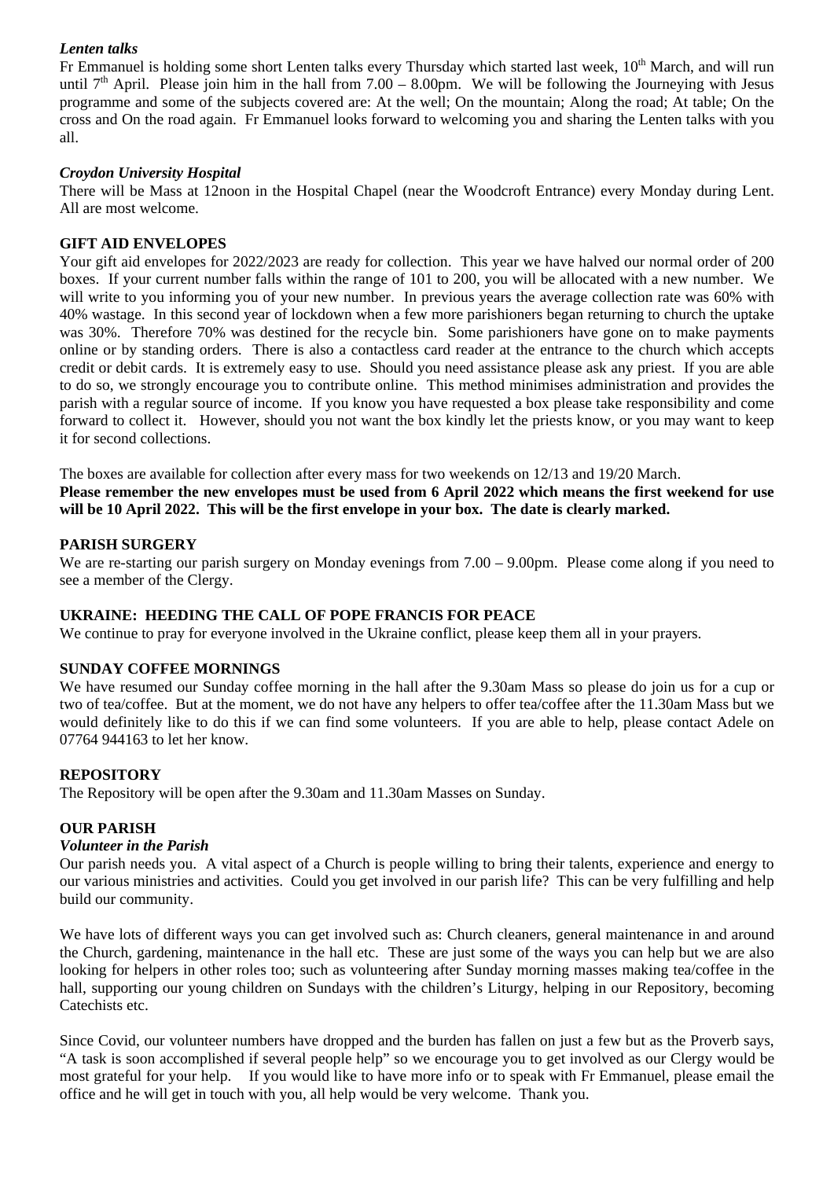***Lenten talks***

Fr Emmanuel is holding some short Lenten talks every Thursday which started last week, 10th March, and will run until 7th April. Please join him in the hall from 7.00 – 8.00pm. We will be following the Journeying with Jesus programme and some of the subjects covered are: At the well; On the mountain; Along the road; At table; On the cross and On the road again. Fr Emmanuel looks forward to welcoming you and sharing the Lenten talks with you all.

***Croydon University Hospital***

There will be Mass at 12noon in the Hospital Chapel (near the Woodcroft Entrance) every Monday during Lent. All are most welcome.

**GIFT AID ENVELOPES**

Your gift aid envelopes for 2022/2023 are ready for collection. This year we have halved our normal order of 200 boxes. If your current number falls within the range of 101 to 200, you will be allocated with a new number. We will write to you informing you of your new number. In previous years the average collection rate was 60% with 40% wastage. In this second year of lockdown when a few more parishioners began returning to church the uptake was 30%. Therefore 70% was destined for the recycle bin. Some parishioners have gone on to make payments online or by standing orders. There is also a contactless card reader at the entrance to the church which accepts credit or debit cards. It is extremely easy to use. Should you need assistance please ask any priest. If you are able to do so, we strongly encourage you to contribute online. This method minimises administration and provides the parish with a regular source of income. If you know you have requested a box please take responsibility and come forward to collect it. However, should you not want the box kindly let the priests know, or you may want to keep it for second collections.

The boxes are available for collection after every mass for two weekends on 12/13 and 19/20 March.
**Please remember the new envelopes must be used from 6 April 2022 which means the first weekend for use will be 10 April 2022. This will be the first envelope in your box. The date is clearly marked.**

**PARISH SURGERY**

We are re-starting our parish surgery on Monday evenings from 7.00 – 9.00pm. Please come along if you need to see a member of the Clergy.

**UKRAINE: HEEDING THE CALL OF POPE FRANCIS FOR PEACE**

We continue to pray for everyone involved in the Ukraine conflict, please keep them all in your prayers.

**SUNDAY COFFEE MORNINGS**

We have resumed our Sunday coffee morning in the hall after the 9.30am Mass so please do join us for a cup or two of tea/coffee. But at the moment, we do not have any helpers to offer tea/coffee after the 11.30am Mass but we would definitely like to do this if we can find some volunteers. If you are able to help, please contact Adele on 07764 944163 to let her know.

**REPOSITORY**

The Repository will be open after the 9.30am and 11.30am Masses on Sunday.

**OUR PARISH**

***Volunteer in the Parish***

Our parish needs you. A vital aspect of a Church is people willing to bring their talents, experience and energy to our various ministries and activities. Could you get involved in our parish life? This can be very fulfilling and help build our community.

We have lots of different ways you can get involved such as: Church cleaners, general maintenance in and around the Church, gardening, maintenance in the hall etc. These are just some of the ways you can help but we are also looking for helpers in other roles too; such as volunteering after Sunday morning masses making tea/coffee in the hall, supporting our young children on Sundays with the children's Liturgy, helping in our Repository, becoming Catechists etc.

Since Covid, our volunteer numbers have dropped and the burden has fallen on just a few but as the Proverb says, "A task is soon accomplished if several people help" so we encourage you to get involved as our Clergy would be most grateful for your help. If you would like to have more info or to speak with Fr Emmanuel, please email the office and he will get in touch with you, all help would be very welcome. Thank you.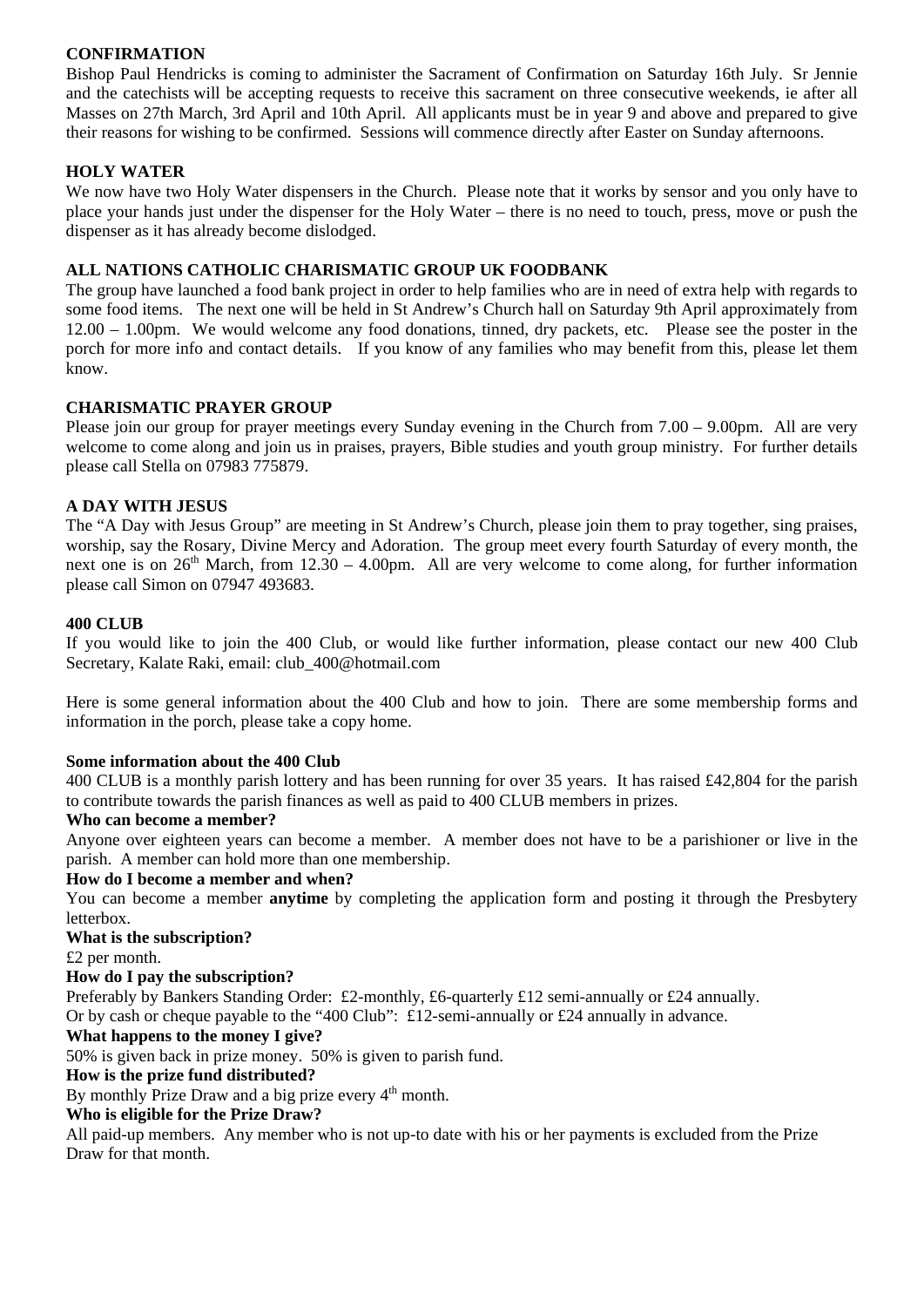**CONFIRMATION**

Bishop Paul Hendricks is coming to administer the Sacrament of Confirmation on Saturday 16th July. Sr Jennie and the catechists will be accepting requests to receive this sacrament on three consecutive weekends, ie after all Masses on 27th March, 3rd April and 10th April. All applicants must be in year 9 and above and prepared to give their reasons for wishing to be confirmed. Sessions will commence directly after Easter on Sunday afternoons.

**HOLY WATER**

We now have two Holy Water dispensers in the Church. Please note that it works by sensor and you only have to place your hands just under the dispenser for the Holy Water – there is no need to touch, press, move or push the dispenser as it has already become dislodged.

**ALL NATIONS CATHOLIC CHARISMATIC GROUP UK FOODBANK**

The group have launched a food bank project in order to help families who are in need of extra help with regards to some food items. The next one will be held in St Andrew's Church hall on Saturday 9th April approximately from 12.00 – 1.00pm. We would welcome any food donations, tinned, dry packets, etc. Please see the poster in the porch for more info and contact details. If you know of any families who may benefit from this, please let them know.

**CHARISMATIC PRAYER GROUP**

Please join our group for prayer meetings every Sunday evening in the Church from 7.00 – 9.00pm. All are very welcome to come along and join us in praises, prayers, Bible studies and youth group ministry. For further details please call Stella on 07983 775879.

**A DAY WITH JESUS**

The "A Day with Jesus Group" are meeting in St Andrew's Church, please join them to pray together, sing praises, worship, say the Rosary, Divine Mercy and Adoration. The group meet every fourth Saturday of every month, the next one is on 26th March, from 12.30 – 4.00pm. All are very welcome to come along, for further information please call Simon on 07947 493683.

**400 CLUB**

If you would like to join the 400 Club, or would like further information, please contact our new 400 Club Secretary, Kalate Raki, email: club_400@hotmail.com

Here is some general information about the 400 Club and how to join. There are some membership forms and information in the porch, please take a copy home.

**Some information about the 400 Club**

400 CLUB is a monthly parish lottery and has been running for over 35 years. It has raised £42,804 for the parish to contribute towards the parish finances as well as paid to 400 CLUB members in prizes.

**Who can become a member?**

Anyone over eighteen years can become a member. A member does not have to be a parishioner or live in the parish. A member can hold more than one membership.

**How do I become a member and when?**

You can become a member **anytime** by completing the application form and posting it through the Presbytery letterbox.

**What is the subscription?**

£2 per month.

**How do I pay the subscription?**

Preferably by Bankers Standing Order: £2-monthly, £6-quarterly £12 semi-annually or £24 annually.
Or by cash or cheque payable to the "400 Club": £12-semi-annually or £24 annually in advance.

**What happens to the money I give?**

50% is given back in prize money. 50% is given to parish fund.

**How is the prize fund distributed?**

By monthly Prize Draw and a big prize every 4th month.

**Who is eligible for the Prize Draw?**

All paid-up members. Any member who is not up-to date with his or her payments is excluded from the Prize Draw for that month.